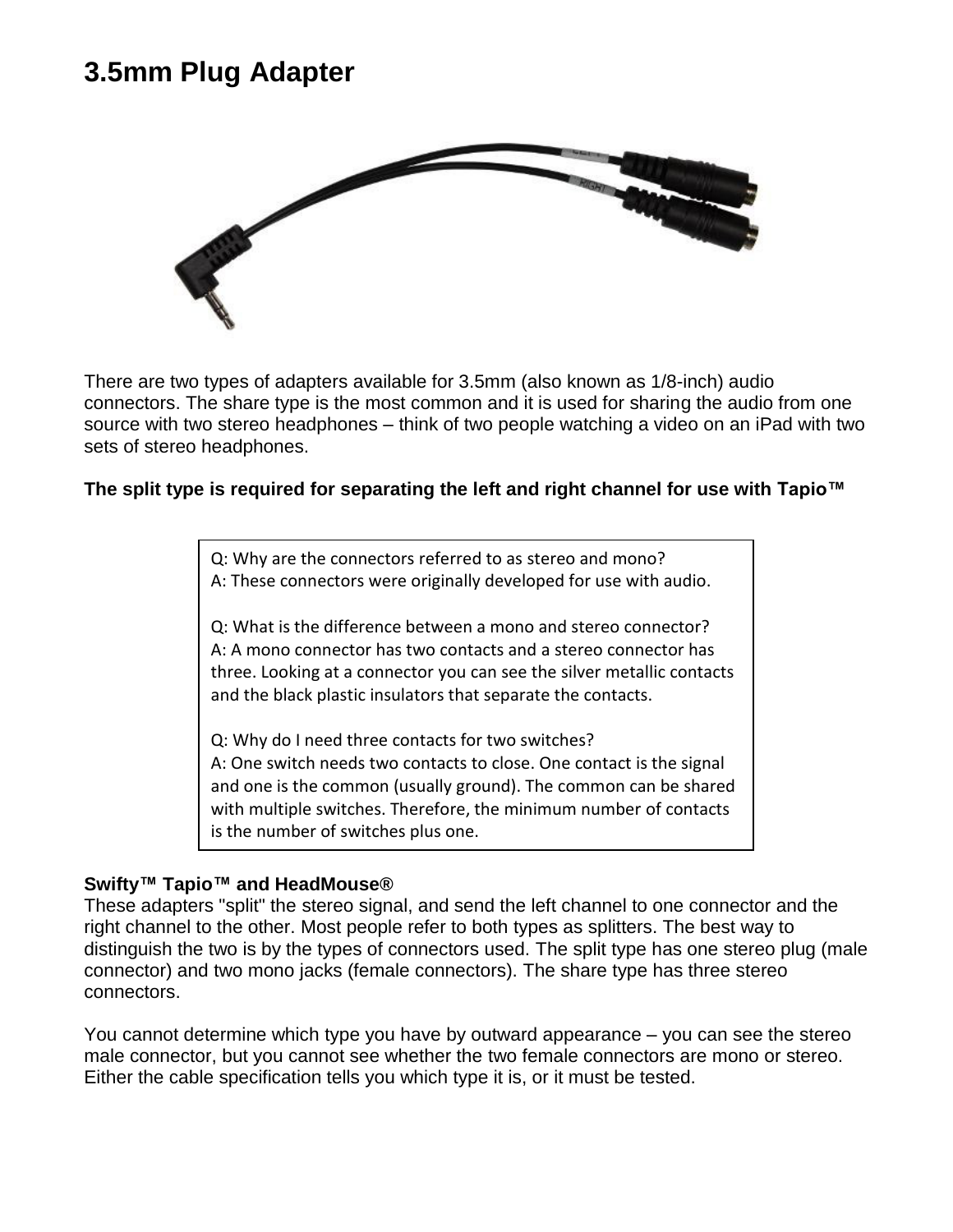# 3.5mm Plug Adapter

There are two types of adapters available for 3.5mm (also known as 1/8-inch) audio connectors. The share type is the most common and it is used for sharing the audio from one source with two stereo headphones – think of two people watching a video on an iPad with two sets of stereo headphones.

**The split type is required for separating the left and right channel for use with Tapio™**

Q: Why are the connectors referred to as stereo and mono?
A: These connectors were originally developed for use with audio.

Q: What is the difference between a mono and stereo connector?
A: A mono connector has two contacts and a stereo connector has three. Looking at a connector you can see the silver metallic contacts and the black plastic insulators that separate the contacts.

Q: Why do I need three contacts for two switches?
A: One switch needs two contacts to close. One contact is the signal and one is the common (usually ground). The common can be shared with multiple switches. Therefore, the minimum number of contacts is the number of switches plus one.

**Swifty™ Tapio™ and HeadMouse®**
These adapters "split" the stereo signal, and send the left channel to one connector and the right channel to the other. Most people refer to both types as splitters. The best way to distinguish the two is by the types of connectors used. The split type has one stereo plug (male connector) and two mono jacks (female connectors). The share type has three stereo connectors.

You cannot determine which type you have by outward appearance – you can see the stereo male connector, but you cannot see whether the two female connectors are mono or stereo. Either the cable specification tells you which type it is, or it must be tested.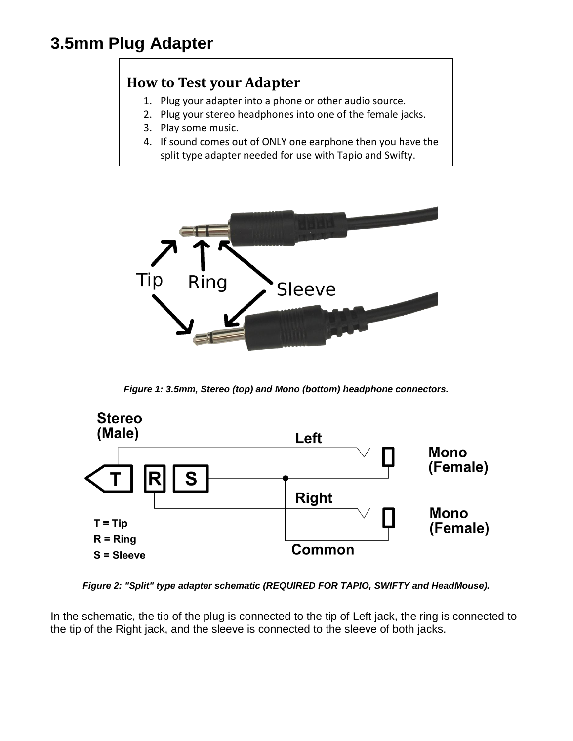# 3.5mm Plug Adapter

**How to Test your Adapter**

1. Plug your adapter into a phone or other audio source.
2. Plug your stereo headphones into one of the female jacks.
3. Play some music.
4. If sound comes out of ONLY one earphone then you have the split type adapter needed for use with Tapio and Swifty.

Tip
Ring
Sleeve

*Figure 1: 3.5mm, Stereo (top) and Mono (bottom) headphone connectors.*

Stereo (Male)
T R S
Left
Right
Common
Mono (Female)
Mono (Female)
T = Tip
R = Ring
S = Sleeve

*Figure 2: "Split" type adapter schematic (REQUIRED FOR TAPIO, SWIFTY and HeadMouse).*

In the schematic, the tip of the plug is connected to the tip of Left jack, the ring is connected to the tip of the Right jack, and the sleeve is connected to the sleeve of both jacks.